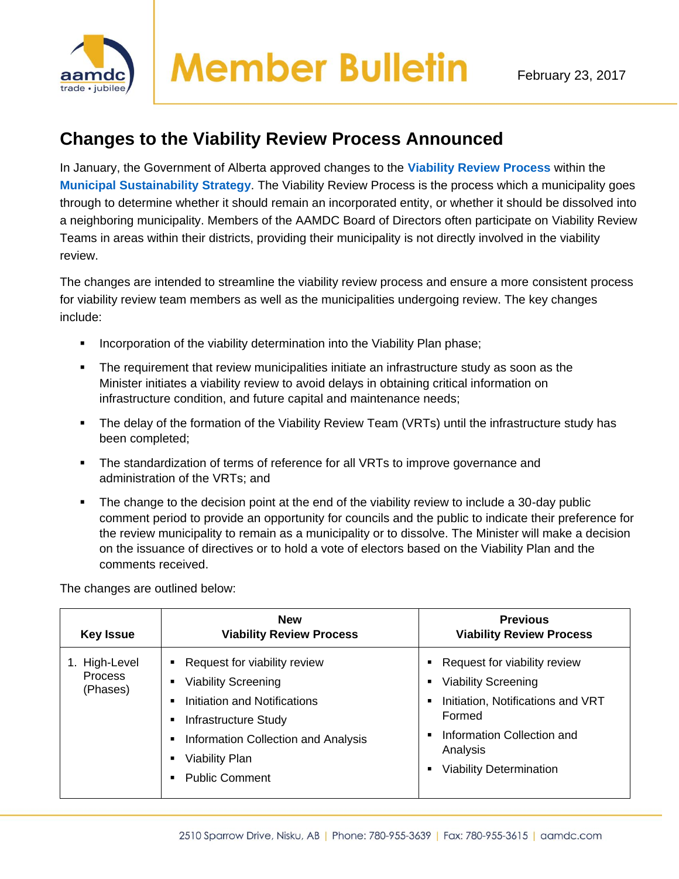# Member Bulletin

February 23, 2017

## Changes to the Viability Review Process Announced

In January, the Government of Alberta approved changes to the **Viability Review Process** within the **Municipal Sustainability Strategy**. The Viability Review Process is the process which a municipality goes through to determine whether it should remain an incorporated entity, or whether it should be dissolved into a neighboring municipality. Members of the AAMDC Board of Directors often participate on Viability Review Teams in areas within their districts, providing their municipality is not directly involved in the viability review.

The changes are intended to streamline the viability review process and ensure a more consistent process for viability review team members as well as the municipalities undergoing review. The key changes include:

- Incorporation of the viability determination into the Viability Plan phase;
- The requirement that review municipalities initiate an infrastructure study as soon as the Minister initiates a viability review to avoid delays in obtaining critical information on infrastructure condition, and future capital and maintenance needs;
- The delay of the formation of the Viability Review Team (VRTs) until the infrastructure study has been completed;
- The standardization of terms of reference for all VRTs to improve governance and administration of the VRTs; and
- The change to the decision point at the end of the viability review to include a 30-day public comment period to provide an opportunity for councils and the public to indicate their preference for the review municipality to remain as a municipality or to dissolve. The Minister will make a decision on the issuance of directives or to hold a vote of electors based on the Viability Plan and the comments received.

The changes are outlined below:

| Key Issue | New Viability Review Process | Previous Viability Review Process |
|---|---|---|
| 1. High-Level Process (Phases) | ▪ Request for viability review<br>▪ Viability Screening<br>▪ Initiation and Notifications<br>▪ Infrastructure Study<br>▪ Information Collection and Analysis<br>▪ Viability Plan<br>▪ Public Comment | ▪ Request for viability review<br>▪ Viability Screening<br>▪ Initiation, Notifications and VRT Formed<br>▪ Information Collection and Analysis<br>▪ Viability Determination |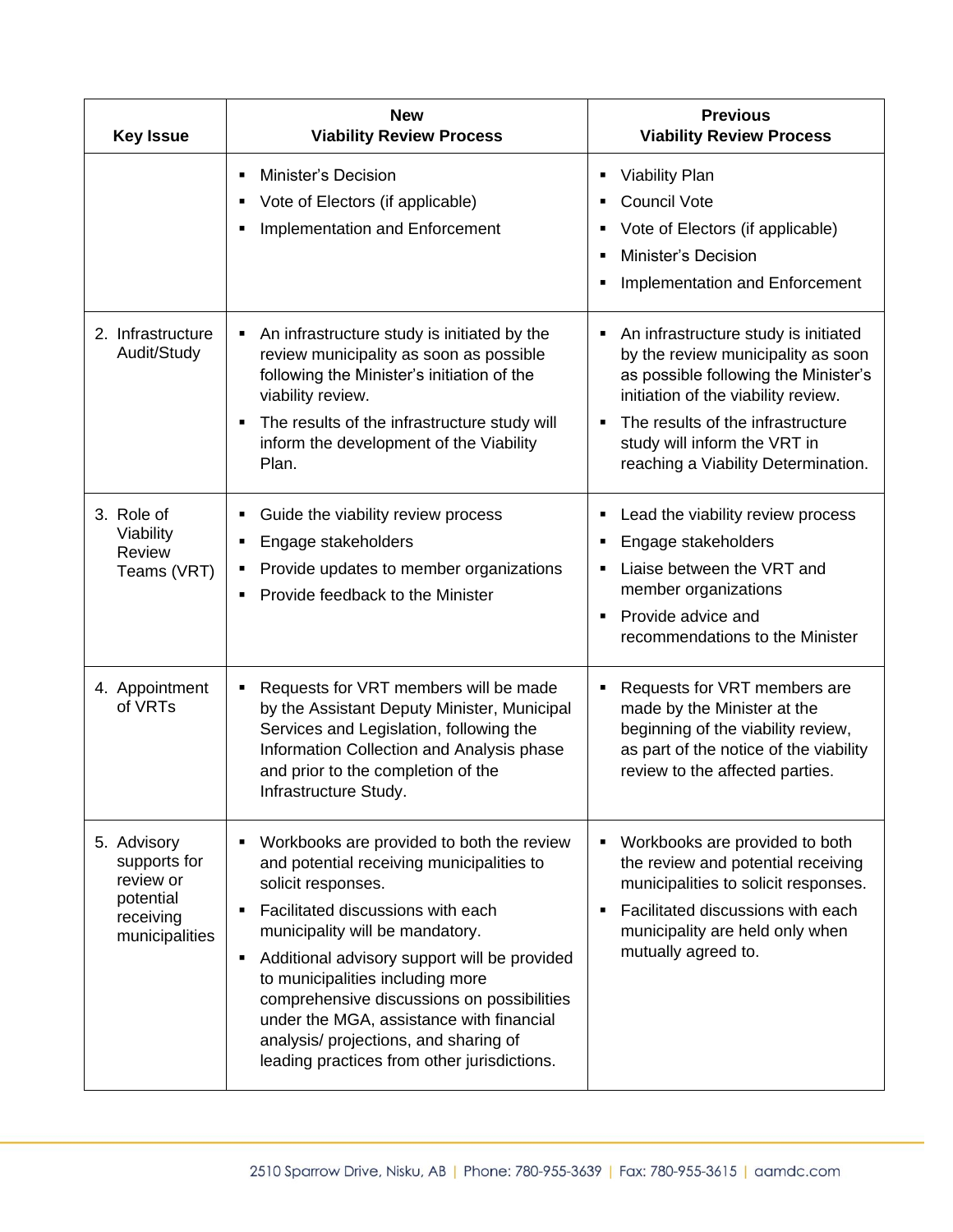| Key Issue | New Viability Review Process | Previous Viability Review Process |
|---|---|---|
| | ▪ Minister's Decision<br>▪ Vote of Electors (if applicable)<br>▪ Implementation and Enforcement | ▪ Viability Plan<br>▪ Council Vote<br>▪ Vote of Electors (if applicable)<br>▪ Minister's Decision<br>▪ Implementation and Enforcement |
| 2. Infrastructure Audit/Study | ▪ An infrastructure study is initiated by the review municipality as soon as possible following the Minister's initiation of the viability review.<br>▪ The results of the infrastructure study will inform the development of the Viability Plan. | ▪ An infrastructure study is initiated by the review municipality as soon as possible following the Minister's initiation of the viability review.<br>▪ The results of the infrastructure study will inform the VRT in reaching a Viability Determination. |
| 3. Role of Viability Review Teams (VRT) | ▪ Guide the viability review process<br>▪ Engage stakeholders<br>▪ Provide updates to member organizations<br>▪ Provide feedback to the Minister | ▪ Lead the viability review process<br>▪ Engage stakeholders<br>▪ Liaise between the VRT and member organizations<br>▪ Provide advice and recommendations to the Minister |
| 4. Appointment of VRTs | ▪ Requests for VRT members will be made by the Assistant Deputy Minister, Municipal Services and Legislation, following the Information Collection and Analysis phase and prior to the completion of the Infrastructure Study. | ▪ Requests for VRT members are made by the Minister at the beginning of the viability review, as part of the notice of the viability review to the affected parties. |
| 5. Advisory supports for review or potential receiving municipalities | ▪ Workbooks are provided to both the review and potential receiving municipalities to solicit responses.<br>▪ Facilitated discussions with each municipality will be mandatory.<br>▪ Additional advisory support will be provided to municipalities including more comprehensive discussions on possibilities under the MGA, assistance with financial analysis/ projections, and sharing of leading practices from other jurisdictions. | ▪ Workbooks are provided to both the review and potential receiving municipalities to solicit responses.<br>▪ Facilitated discussions with each municipality are held only when mutually agreed to. |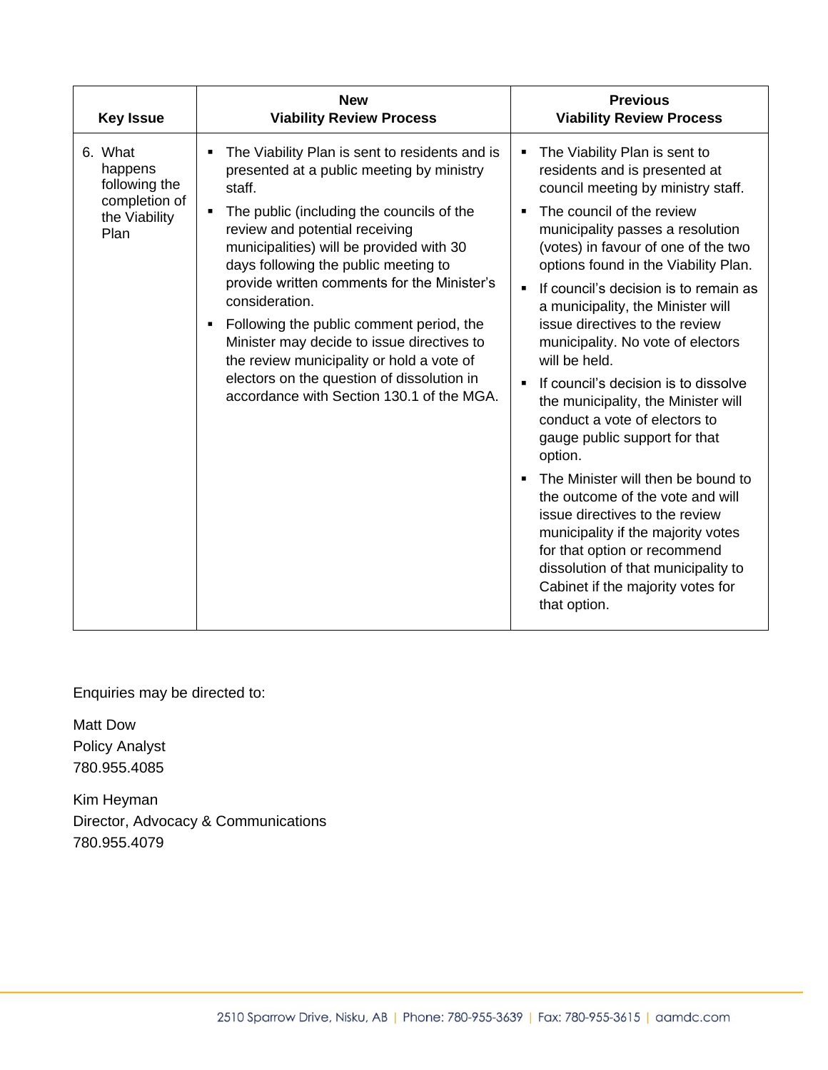| Key Issue | New Viability Review Process | Previous Viability Review Process |
|---|---|---|
| 6. What happens following the completion of the Viability Plan | ▪ The Viability Plan is sent to residents and is presented at a public meeting by ministry staff.<br>▪ The public (including the councils of the review and potential receiving municipalities) will be provided with 30 days following the public meeting to provide written comments for the Minister's consideration.<br>▪ Following the public comment period, the Minister may decide to issue directives to the review municipality or hold a vote of electors on the question of dissolution in accordance with Section 130.1 of the MGA. | ▪ The Viability Plan is sent to residents and is presented at council meeting by ministry staff.<br>▪ The council of the review municipality passes a resolution (votes) in favour of one of the two options found in the Viability Plan.<br>▪ If council's decision is to remain as a municipality, the Minister will issue directives to the review municipality. No vote of electors will be held.<br>▪ If council's decision is to dissolve the municipality, the Minister will conduct a vote of electors to gauge public support for that option.<br>▪ The Minister will then be bound to the outcome of the vote and will issue directives to the review municipality if the majority votes for that option or recommend dissolution of that municipality to Cabinet if the majority votes for that option. |

Enquiries may be directed to:

Matt Dow
Policy Analyst
780.955.4085

Kim Heyman
Director, Advocacy & Communications
780.955.4079